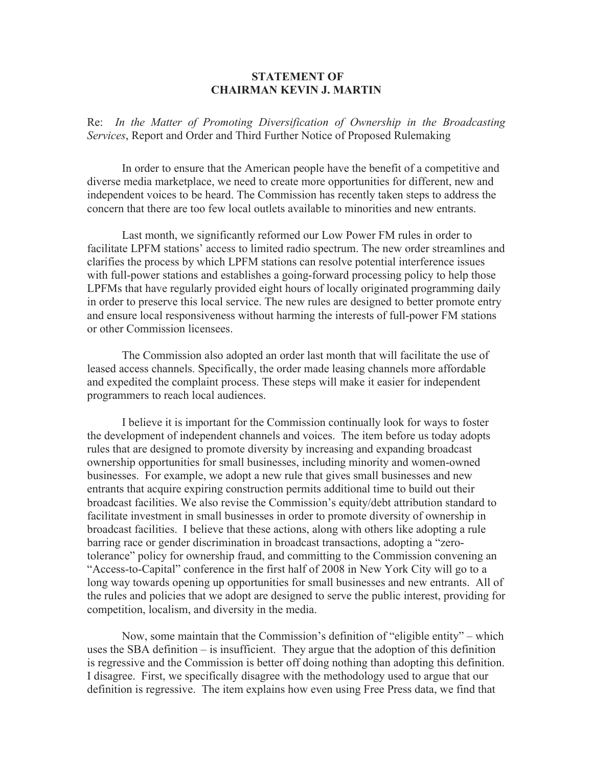**STATEMENT OF**
**CHAIRMAN KEVIN J. MARTIN**

Re: *In the Matter of Promoting Diversification of Ownership in the Broadcasting Services*, Report and Order and Third Further Notice of Proposed Rulemaking

In order to ensure that the American people have the benefit of a competitive and diverse media marketplace, we need to create more opportunities for different, new and independent voices to be heard. The Commission has recently taken steps to address the concern that there are too few local outlets available to minorities and new entrants.

Last month, we significantly reformed our Low Power FM rules in order to facilitate LPFM stations' access to limited radio spectrum. The new order streamlines and clarifies the process by which LPFM stations can resolve potential interference issues with full-power stations and establishes a going-forward processing policy to help those LPFMs that have regularly provided eight hours of locally originated programming daily in order to preserve this local service. The new rules are designed to better promote entry and ensure local responsiveness without harming the interests of full-power FM stations or other Commission licensees.

The Commission also adopted an order last month that will facilitate the use of leased access channels. Specifically, the order made leasing channels more affordable and expedited the complaint process. These steps will make it easier for independent programmers to reach local audiences.

I believe it is important for the Commission continually look for ways to foster the development of independent channels and voices. The item before us today adopts rules that are designed to promote diversity by increasing and expanding broadcast ownership opportunities for small businesses, including minority and women-owned businesses. For example, we adopt a new rule that gives small businesses and new entrants that acquire expiring construction permits additional time to build out their broadcast facilities. We also revise the Commission's equity/debt attribution standard to facilitate investment in small businesses in order to promote diversity of ownership in broadcast facilities. I believe that these actions, along with others like adopting a rule barring race or gender discrimination in broadcast transactions, adopting a "zero-tolerance" policy for ownership fraud, and committing to the Commission convening an "Access-to-Capital" conference in the first half of 2008 in New York City will go to a long way towards opening up opportunities for small businesses and new entrants. All of the rules and policies that we adopt are designed to serve the public interest, providing for competition, localism, and diversity in the media.

Now, some maintain that the Commission's definition of "eligible entity" – which uses the SBA definition – is insufficient. They argue that the adoption of this definition is regressive and the Commission is better off doing nothing than adopting this definition. I disagree. First, we specifically disagree with the methodology used to argue that our definition is regressive. The item explains how even using Free Press data, we find that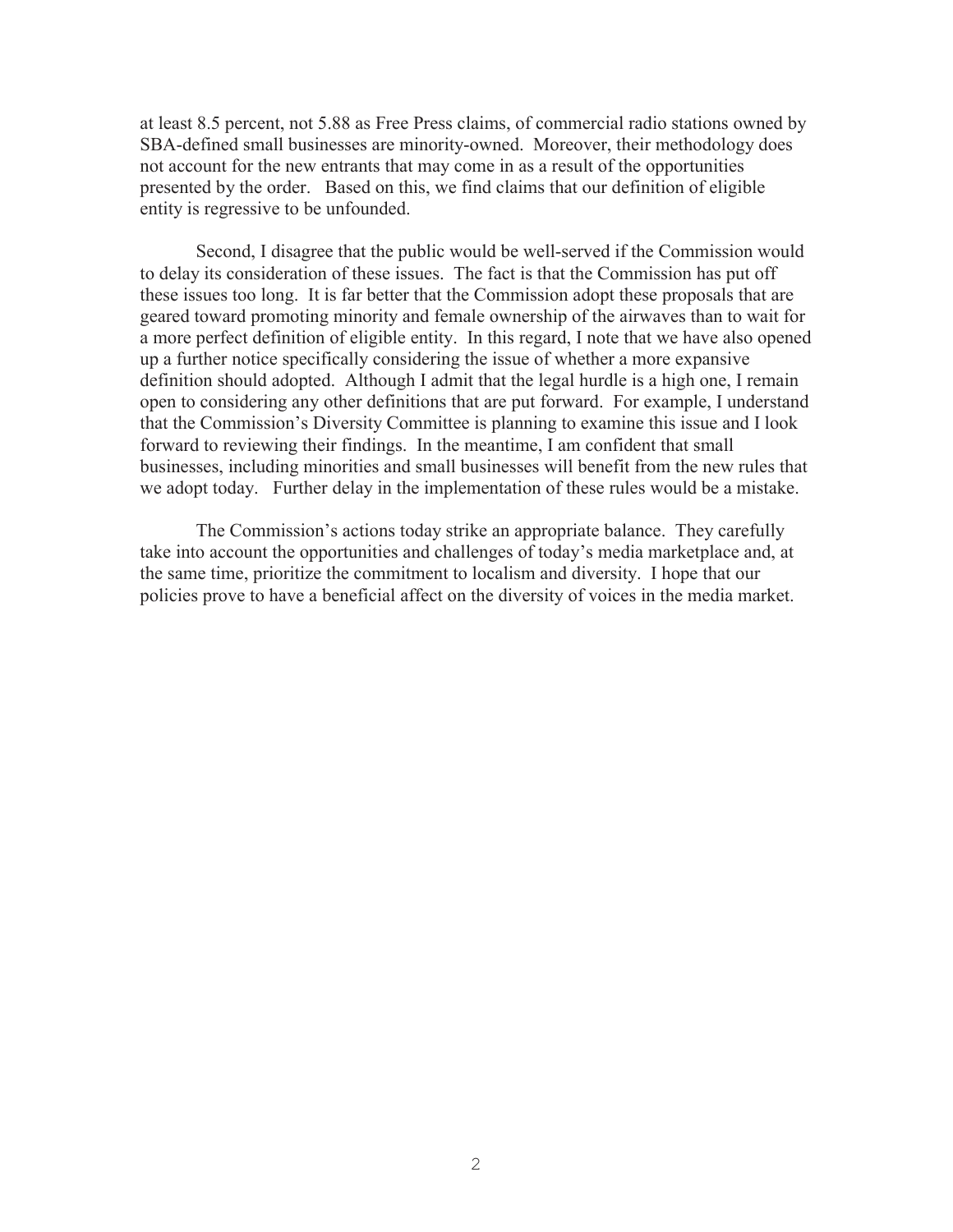at least 8.5 percent, not 5.88 as Free Press claims, of commercial radio stations owned by SBA-defined small businesses are minority-owned. Moreover, their methodology does not account for the new entrants that may come in as a result of the opportunities presented by the order. Based on this, we find claims that our definition of eligible entity is regressive to be unfounded.

Second, I disagree that the public would be well-served if the Commission would to delay its consideration of these issues. The fact is that the Commission has put off these issues too long. It is far better that the Commission adopt these proposals that are geared toward promoting minority and female ownership of the airwaves than to wait for a more perfect definition of eligible entity. In this regard, I note that we have also opened up a further notice specifically considering the issue of whether a more expansive definition should adopted. Although I admit that the legal hurdle is a high one, I remain open to considering any other definitions that are put forward. For example, I understand that the Commission's Diversity Committee is planning to examine this issue and I look forward to reviewing their findings. In the meantime, I am confident that small businesses, including minorities and small businesses will benefit from the new rules that we adopt today. Further delay in the implementation of these rules would be a mistake.

The Commission's actions today strike an appropriate balance. They carefully take into account the opportunities and challenges of today's media marketplace and, at the same time, prioritize the commitment to localism and diversity. I hope that our policies prove to have a beneficial affect on the diversity of voices in the media market.